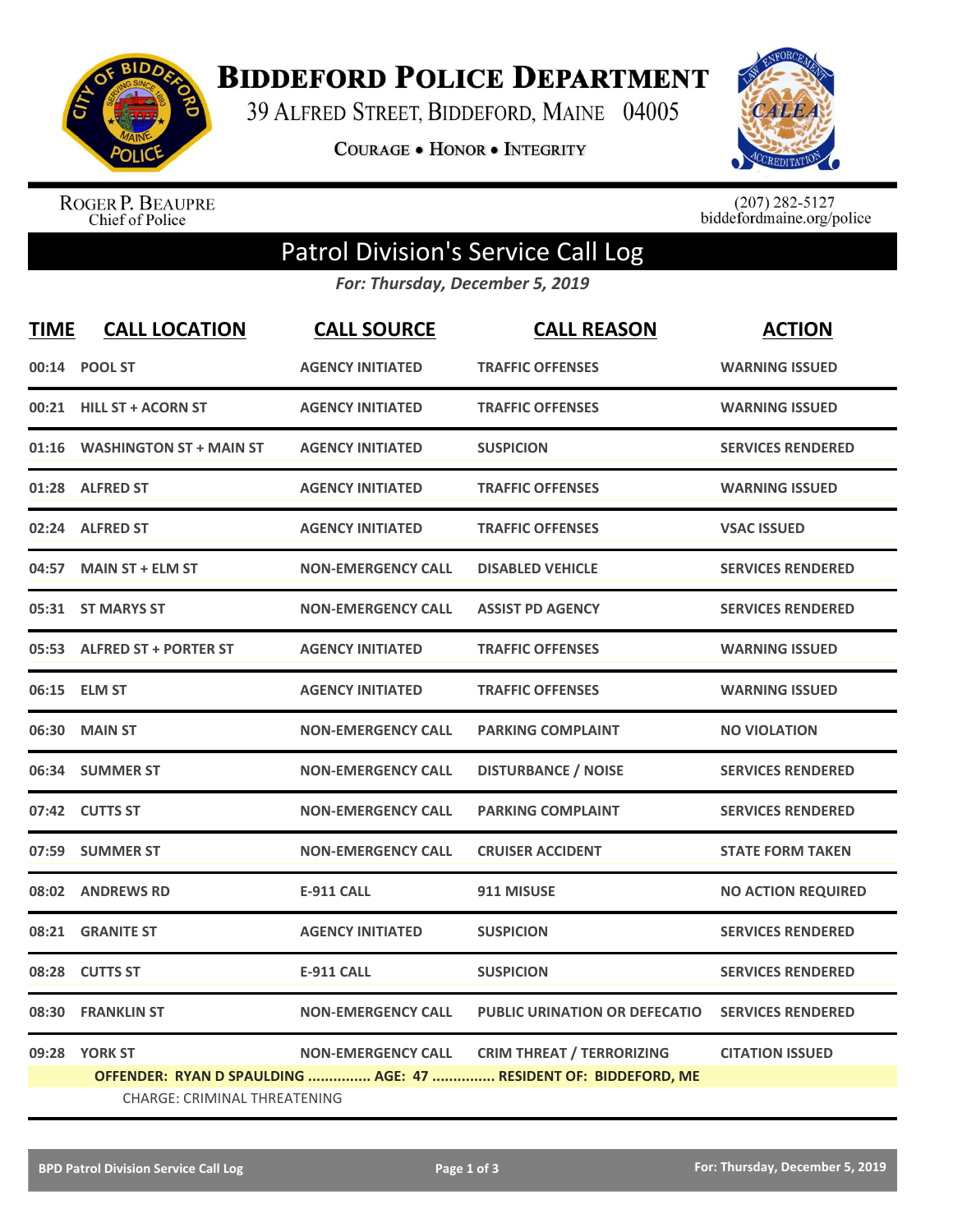# BIDDEFORD POLICE DEPARTMENT

39 ALFRED STREET, BIDDEFORD, MAINE 04005

COURAGE • HONOR • INTEGRITY

ROGER P. BEAUPRE
Chief of Police

(207) 282-5127
biddefordmaine.org/police

## Patrol Division's Service Call Log

*For: Thursday, December 5, 2019*

| TIME | CALL LOCATION | CALL SOURCE | CALL REASON | ACTION |
|---|---|---|---|---|
| 00:14 | POOL ST | AGENCY INITIATED | TRAFFIC OFFENSES | WARNING ISSUED |
| 00:21 | HILL ST + ACORN ST | AGENCY INITIATED | TRAFFIC OFFENSES | WARNING ISSUED |
| 01:16 | WASHINGTON ST + MAIN ST | AGENCY INITIATED | SUSPICION | SERVICES RENDERED |
| 01:28 | ALFRED ST | AGENCY INITIATED | TRAFFIC OFFENSES | WARNING ISSUED |
| 02:24 | ALFRED ST | AGENCY INITIATED | TRAFFIC OFFENSES | VSAC ISSUED |
| 04:57 | MAIN ST + ELM ST | NON-EMERGENCY CALL | DISABLED VEHICLE | SERVICES RENDERED |
| 05:31 | ST MARYS ST | NON-EMERGENCY CALL | ASSIST PD AGENCY | SERVICES RENDERED |
| 05:53 | ALFRED ST + PORTER ST | AGENCY INITIATED | TRAFFIC OFFENSES | WARNING ISSUED |
| 06:15 | ELM ST | AGENCY INITIATED | TRAFFIC OFFENSES | WARNING ISSUED |
| 06:30 | MAIN ST | NON-EMERGENCY CALL | PARKING COMPLAINT | NO VIOLATION |
| 06:34 | SUMMER ST | NON-EMERGENCY CALL | DISTURBANCE / NOISE | SERVICES RENDERED |
| 07:42 | CUTTS ST | NON-EMERGENCY CALL | PARKING COMPLAINT | SERVICES RENDERED |
| 07:59 | SUMMER ST | NON-EMERGENCY CALL | CRUISER ACCIDENT | STATE FORM TAKEN |
| 08:02 | ANDREWS RD | E-911 CALL | 911 MISUSE | NO ACTION REQUIRED |
| 08:21 | GRANITE ST | AGENCY INITIATED | SUSPICION | SERVICES RENDERED |
| 08:28 | CUTTS ST | E-911 CALL | SUSPICION | SERVICES RENDERED |
| 08:30 | FRANKLIN ST | NON-EMERGENCY CALL | PUBLIC URINATION OR DEFECATIO | SERVICES RENDERED |
| 09:28 | YORK ST | NON-EMERGENCY CALL | CRIM THREAT / TERRORIZING | CITATION ISSUED |

**OFFENDER: RYAN D SPAULDING ............... AGE: 47 ............... RESIDENT OF: BIDDEFORD, ME**

CHARGE: CRIMINAL THREATENING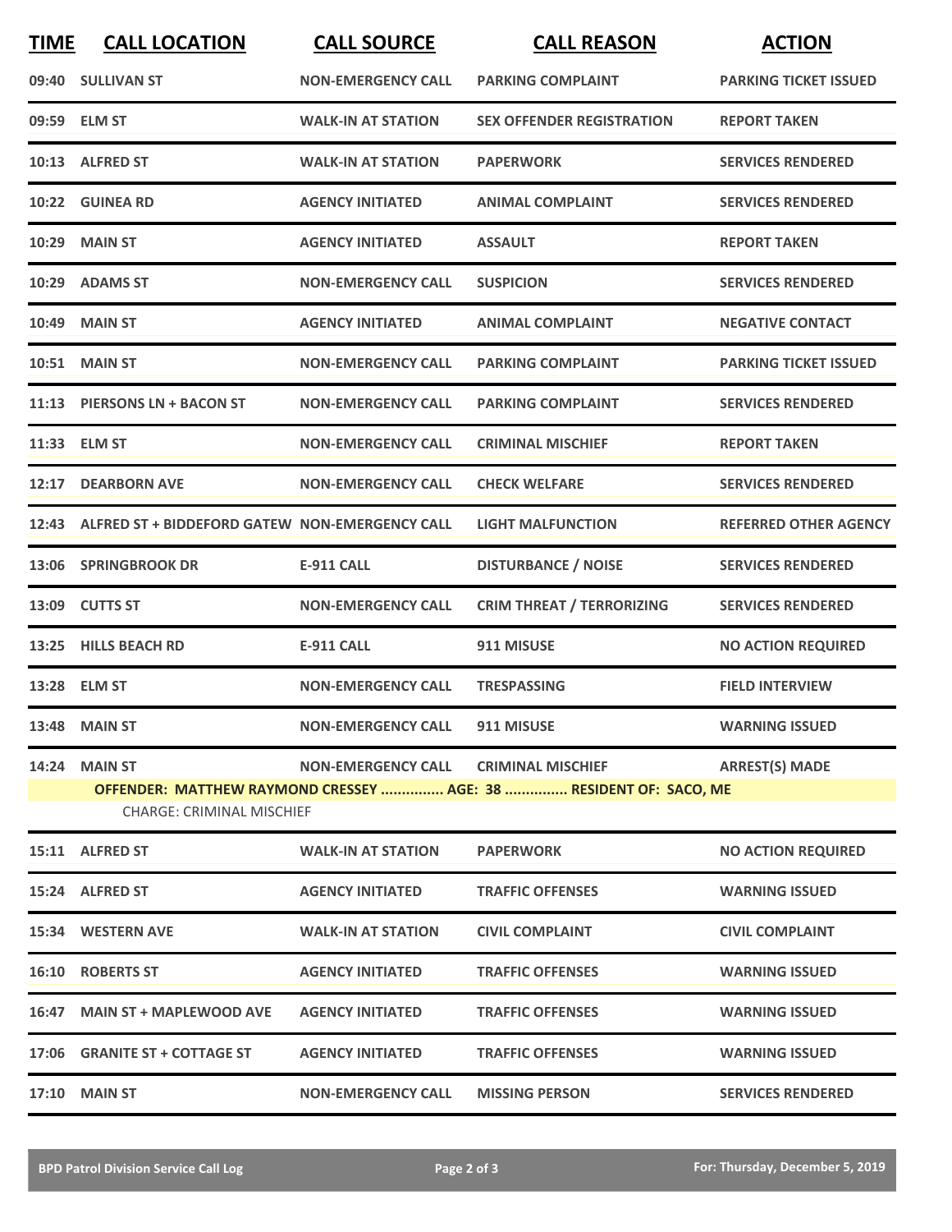| TIME | CALL LOCATION | CALL SOURCE | CALL REASON | ACTION |
|---|---|---|---|---|
| 09:40 | SULLIVAN ST | NON-EMERGENCY CALL | PARKING COMPLAINT | PARKING TICKET ISSUED |
| 09:59 | ELM ST | WALK-IN AT STATION | SEX OFFENDER REGISTRATION | REPORT TAKEN |
| 10:13 | ALFRED ST | WALK-IN AT STATION | PAPERWORK | SERVICES RENDERED |
| 10:22 | GUINEA RD | AGENCY INITIATED | ANIMAL COMPLAINT | SERVICES RENDERED |
| 10:29 | MAIN ST | AGENCY INITIATED | ASSAULT | REPORT TAKEN |
| 10:29 | ADAMS ST | NON-EMERGENCY CALL | SUSPICION | SERVICES RENDERED |
| 10:49 | MAIN ST | AGENCY INITIATED | ANIMAL COMPLAINT | NEGATIVE CONTACT |
| 10:51 | MAIN ST | NON-EMERGENCY CALL | PARKING COMPLAINT | PARKING TICKET ISSUED |
| 11:13 | PIERSONS LN + BACON ST | NON-EMERGENCY CALL | PARKING COMPLAINT | SERVICES RENDERED |
| 11:33 | ELM ST | NON-EMERGENCY CALL | CRIMINAL MISCHIEF | REPORT TAKEN |
| 12:17 | DEARBORN AVE | NON-EMERGENCY CALL | CHECK WELFARE | SERVICES RENDERED |
| 12:43 | ALFRED ST + BIDDEFORD GATEW | NON-EMERGENCY CALL | LIGHT MALFUNCTION | REFERRED OTHER AGENCY |
| 13:06 | SPRINGBROOK DR | E-911 CALL | DISTURBANCE / NOISE | SERVICES RENDERED |
| 13:09 | CUTTS ST | NON-EMERGENCY CALL | CRIM THREAT / TERRORIZING | SERVICES RENDERED |
| 13:25 | HILLS BEACH RD | E-911 CALL | 911 MISUSE | NO ACTION REQUIRED |
| 13:28 | ELM ST | NON-EMERGENCY CALL | TRESPASSING | FIELD INTERVIEW |
| 13:48 | MAIN ST | NON-EMERGENCY CALL | 911 MISUSE | WARNING ISSUED |
| 14:24 | MAIN ST | NON-EMERGENCY CALL | CRIMINAL MISCHIEF | ARREST(S) MADE |
| | **OFFENDER: MATTHEW RAYMOND CRESSEY ............... AGE: 38 ............... RESIDENT OF: SACO, ME** | | | |
| | CHARGE: CRIMINAL MISCHIEF | | | |
| 15:11 | ALFRED ST | WALK-IN AT STATION | PAPERWORK | NO ACTION REQUIRED |
| 15:24 | ALFRED ST | AGENCY INITIATED | TRAFFIC OFFENSES | WARNING ISSUED |
| 15:34 | WESTERN AVE | WALK-IN AT STATION | CIVIL COMPLAINT | CIVIL COMPLAINT |
| 16:10 | ROBERTS ST | AGENCY INITIATED | TRAFFIC OFFENSES | WARNING ISSUED |
| 16:47 | MAIN ST + MAPLEWOOD AVE | AGENCY INITIATED | TRAFFIC OFFENSES | WARNING ISSUED |
| 17:06 | GRANITE ST + COTTAGE ST | AGENCY INITIATED | TRAFFIC OFFENSES | WARNING ISSUED |
| 17:10 | MAIN ST | NON-EMERGENCY CALL | MISSING PERSON | SERVICES RENDERED |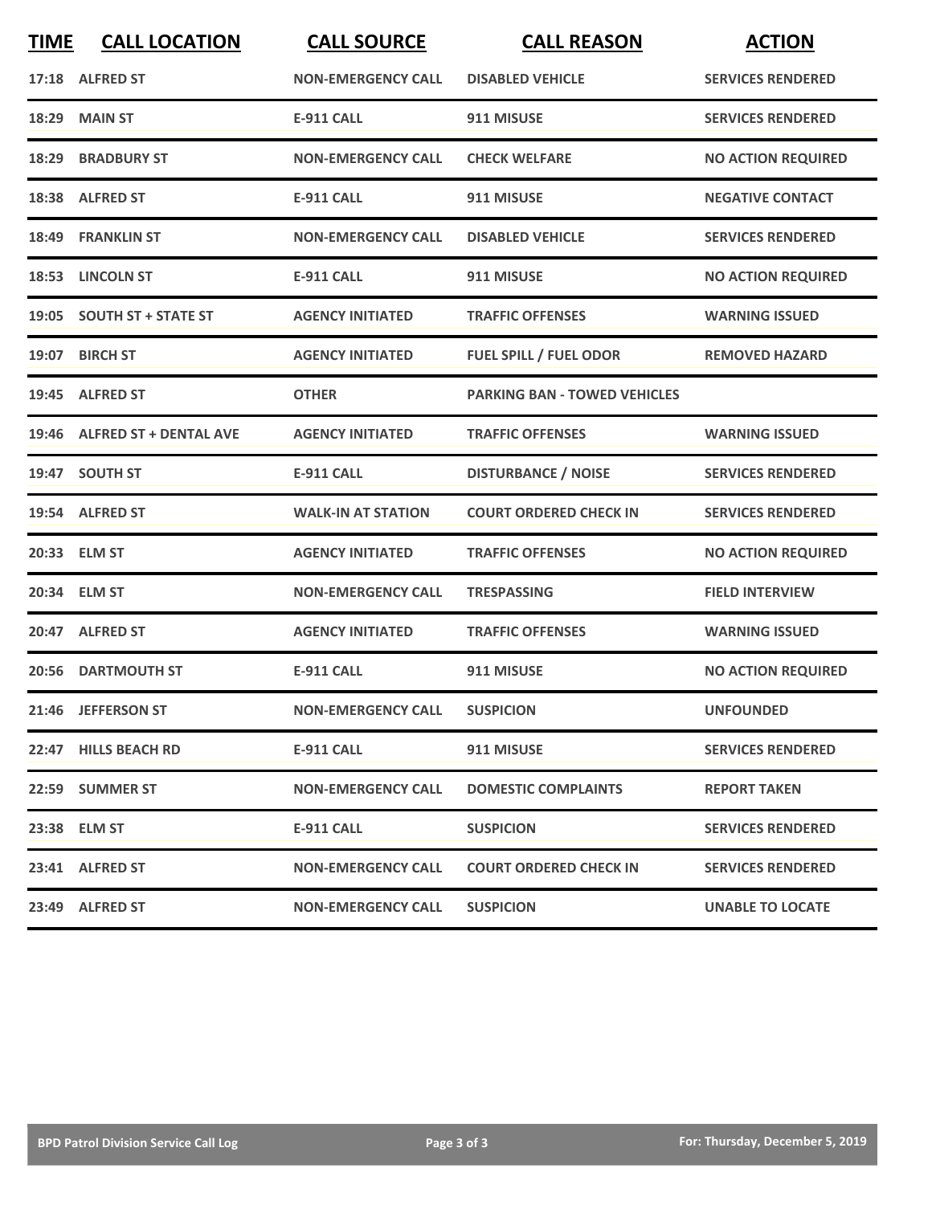| TIME | CALL LOCATION | CALL SOURCE | CALL REASON | ACTION |
|---|---|---|---|---|
| 17:18 | ALFRED ST | NON-EMERGENCY CALL | DISABLED VEHICLE | SERVICES RENDERED |
| 18:29 | MAIN ST | E-911 CALL | 911 MISUSE | SERVICES RENDERED |
| 18:29 | BRADBURY ST | NON-EMERGENCY CALL | CHECK WELFARE | NO ACTION REQUIRED |
| 18:38 | ALFRED ST | E-911 CALL | 911 MISUSE | NEGATIVE CONTACT |
| 18:49 | FRANKLIN ST | NON-EMERGENCY CALL | DISABLED VEHICLE | SERVICES RENDERED |
| 18:53 | LINCOLN ST | E-911 CALL | 911 MISUSE | NO ACTION REQUIRED |
| 19:05 | SOUTH ST + STATE ST | AGENCY INITIATED | TRAFFIC OFFENSES | WARNING ISSUED |
| 19:07 | BIRCH ST | AGENCY INITIATED | FUEL SPILL / FUEL ODOR | REMOVED HAZARD |
| 19:45 | ALFRED ST | OTHER | PARKING BAN - TOWED VEHICLES | |
| 19:46 | ALFRED ST + DENTAL AVE | AGENCY INITIATED | TRAFFIC OFFENSES | WARNING ISSUED |
| 19:47 | SOUTH ST | E-911 CALL | DISTURBANCE / NOISE | SERVICES RENDERED |
| 19:54 | ALFRED ST | WALK-IN AT STATION | COURT ORDERED CHECK IN | SERVICES RENDERED |
| 20:33 | ELM ST | AGENCY INITIATED | TRAFFIC OFFENSES | NO ACTION REQUIRED |
| 20:34 | ELM ST | NON-EMERGENCY CALL | TRESPASSING | FIELD INTERVIEW |
| 20:47 | ALFRED ST | AGENCY INITIATED | TRAFFIC OFFENSES | WARNING ISSUED |
| 20:56 | DARTMOUTH ST | E-911 CALL | 911 MISUSE | NO ACTION REQUIRED |
| 21:46 | JEFFERSON ST | NON-EMERGENCY CALL | SUSPICION | UNFOUNDED |
| 22:47 | HILLS BEACH RD | E-911 CALL | 911 MISUSE | SERVICES RENDERED |
| 22:59 | SUMMER ST | NON-EMERGENCY CALL | DOMESTIC COMPLAINTS | REPORT TAKEN |
| 23:38 | ELM ST | E-911 CALL | SUSPICION | SERVICES RENDERED |
| 23:41 | ALFRED ST | NON-EMERGENCY CALL | COURT ORDERED CHECK IN | SERVICES RENDERED |
| 23:49 | ALFRED ST | NON-EMERGENCY CALL | SUSPICION | UNABLE TO LOCATE |